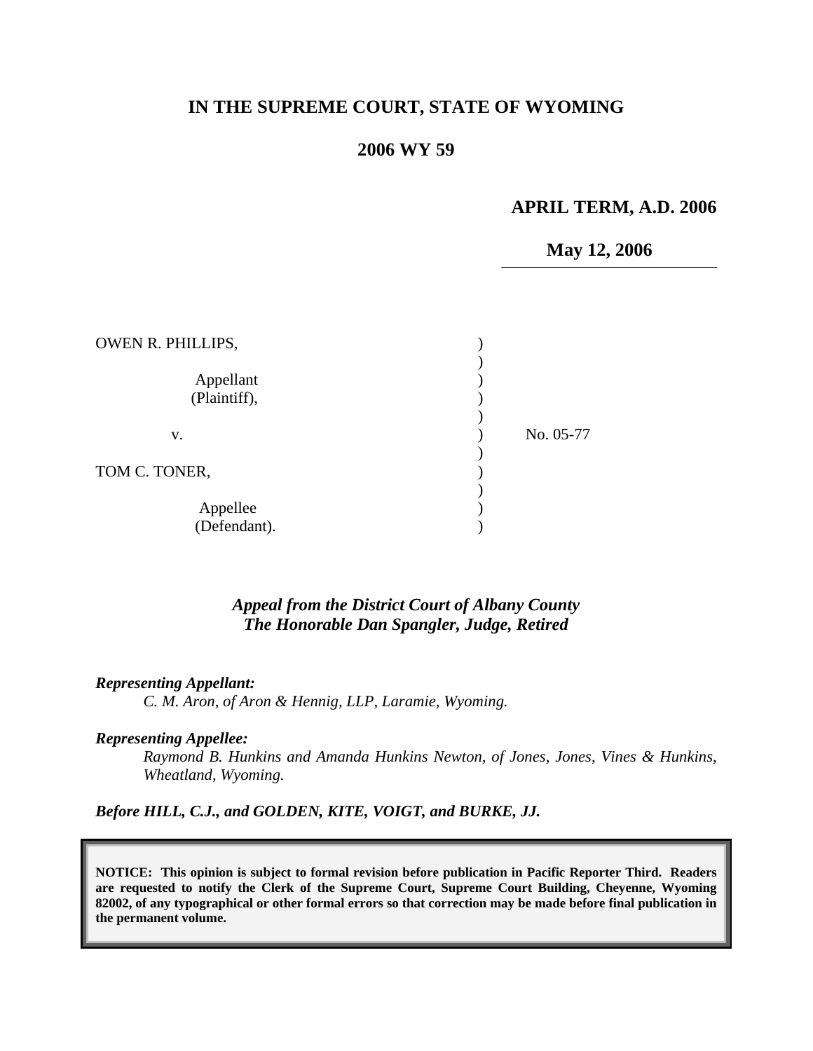# IN THE SUPREME COURT, STATE OF WYOMING

## 2006 WY 59

**APRIL TERM, A.D. 2006**

**May 12, 2006**

| | | |
|---|---|---|
| OWEN R. PHILLIPS, Appellant (Plaintiff), | ) | |
| v. | ) | No. 05-77 |
| TOM C. TONER, Appellee (Defendant). | ) | |

*Appeal from the District Court of Albany County*
*The Honorable Dan Spangler, Judge, Retired*

***Representing Appellant:***
*C. M. Aron, of Aron & Hennig, LLP, Laramie, Wyoming.*

***Representing Appellee:***
*Raymond B. Hunkins and Amanda Hunkins Newton, of Jones, Jones, Vines & Hunkins, Wheatland, Wyoming.*

***Before HILL, C.J., and GOLDEN, KITE, VOIGT, and BURKE, JJ.***

**NOTICE: This opinion is subject to formal revision before publication in Pacific Reporter Third. Readers are requested to notify the Clerk of the Supreme Court, Supreme Court Building, Cheyenne, Wyoming 82002, of any typographical or other formal errors so that correction may be made before final publication in the permanent volume.**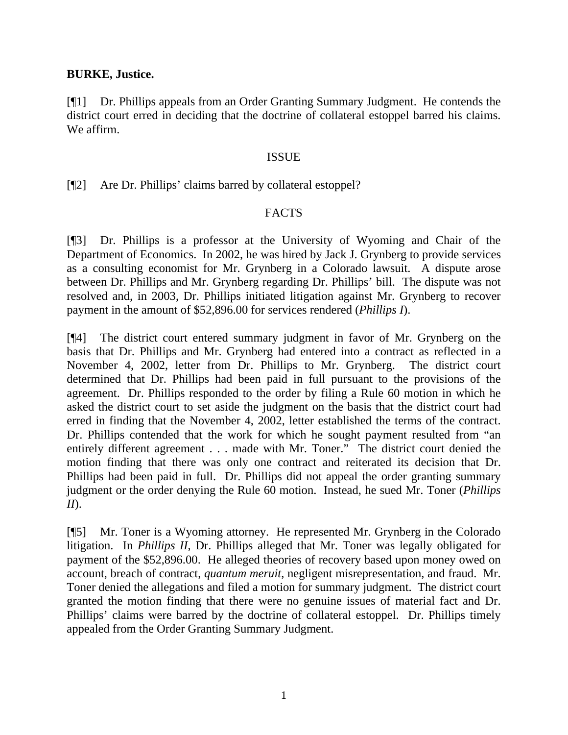**BURKE, Justice.**

[¶1] Dr. Phillips appeals from an Order Granting Summary Judgment. He contends the district court erred in deciding that the doctrine of collateral estoppel barred his claims. We affirm.

## ISSUE

[¶2] Are Dr. Phillips' claims barred by collateral estoppel?

## FACTS

[¶3] Dr. Phillips is a professor at the University of Wyoming and Chair of the Department of Economics. In 2002, he was hired by Jack J. Grynberg to provide services as a consulting economist for Mr. Grynberg in a Colorado lawsuit. A dispute arose between Dr. Phillips and Mr. Grynberg regarding Dr. Phillips' bill. The dispute was not resolved and, in 2003, Dr. Phillips initiated litigation against Mr. Grynberg to recover payment in the amount of $52,896.00 for services rendered (*Phillips I*).

[¶4] The district court entered summary judgment in favor of Mr. Grynberg on the basis that Dr. Phillips and Mr. Grynberg had entered into a contract as reflected in a November 4, 2002, letter from Dr. Phillips to Mr. Grynberg. The district court determined that Dr. Phillips had been paid in full pursuant to the provisions of the agreement. Dr. Phillips responded to the order by filing a Rule 60 motion in which he asked the district court to set aside the judgment on the basis that the district court had erred in finding that the November 4, 2002, letter established the terms of the contract. Dr. Phillips contended that the work for which he sought payment resulted from "an entirely different agreement . . . made with Mr. Toner." The district court denied the motion finding that there was only one contract and reiterated its decision that Dr. Phillips had been paid in full. Dr. Phillips did not appeal the order granting summary judgment or the order denying the Rule 60 motion. Instead, he sued Mr. Toner (*Phillips II*).

[¶5] Mr. Toner is a Wyoming attorney. He represented Mr. Grynberg in the Colorado litigation. In *Phillips II*, Dr. Phillips alleged that Mr. Toner was legally obligated for payment of the $52,896.00. He alleged theories of recovery based upon money owed on account, breach of contract, *quantum meruit*, negligent misrepresentation, and fraud. Mr. Toner denied the allegations and filed a motion for summary judgment. The district court granted the motion finding that there were no genuine issues of material fact and Dr. Phillips' claims were barred by the doctrine of collateral estoppel. Dr. Phillips timely appealed from the Order Granting Summary Judgment.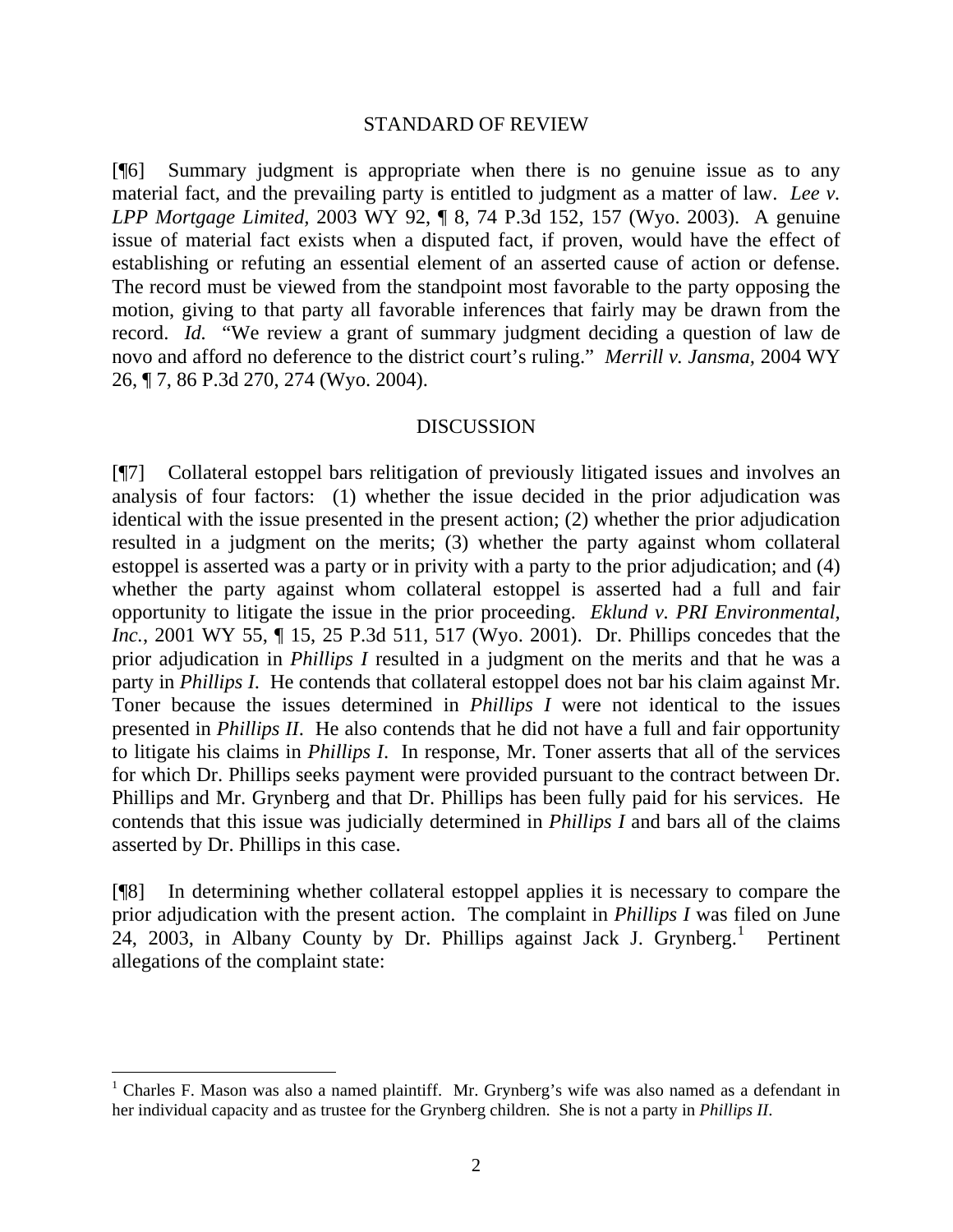## STANDARD OF REVIEW

[¶6] Summary judgment is appropriate when there is no genuine issue as to any material fact, and the prevailing party is entitled to judgment as a matter of law. *Lee v. LPP Mortgage Limited,* 2003 WY 92, ¶ 8, 74 P.3d 152, 157 (Wyo. 2003). A genuine issue of material fact exists when a disputed fact, if proven, would have the effect of establishing or refuting an essential element of an asserted cause of action or defense. The record must be viewed from the standpoint most favorable to the party opposing the motion, giving to that party all favorable inferences that fairly may be drawn from the record. *Id.* "We review a grant of summary judgment deciding a question of law de novo and afford no deference to the district court's ruling." *Merrill v. Jansma,* 2004 WY 26, ¶ 7, 86 P.3d 270, 274 (Wyo. 2004).

## DISCUSSION

[¶7] Collateral estoppel bars relitigation of previously litigated issues and involves an analysis of four factors: (1) whether the issue decided in the prior adjudication was identical with the issue presented in the present action; (2) whether the prior adjudication resulted in a judgment on the merits; (3) whether the party against whom collateral estoppel is asserted was a party or in privity with a party to the prior adjudication; and (4) whether the party against whom collateral estoppel is asserted had a full and fair opportunity to litigate the issue in the prior proceeding. *Eklund v. PRI Environmental, Inc.*, 2001 WY 55, ¶ 15, 25 P.3d 511, 517 (Wyo. 2001). Dr. Phillips concedes that the prior adjudication in *Phillips I* resulted in a judgment on the merits and that he was a party in *Phillips I.* He contends that collateral estoppel does not bar his claim against Mr. Toner because the issues determined in *Phillips I* were not identical to the issues presented in *Phillips II*. He also contends that he did not have a full and fair opportunity to litigate his claims in *Phillips I.* In response, Mr. Toner asserts that all of the services for which Dr. Phillips seeks payment were provided pursuant to the contract between Dr. Phillips and Mr. Grynberg and that Dr. Phillips has been fully paid for his services. He contends that this issue was judicially determined in *Phillips I* and bars all of the claims asserted by Dr. Phillips in this case.

[¶8] In determining whether collateral estoppel applies it is necessary to compare the prior adjudication with the present action. The complaint in *Phillips I* was filed on June 24, 2003, in Albany County by Dr. Phillips against Jack J. Grynberg.[1] Pertinent allegations of the complaint state:

---

[1] Charles F. Mason was also a named plaintiff. Mr. Grynberg's wife was also named as a defendant in her individual capacity and as trustee for the Grynberg children. She is not a party in *Phillips II*.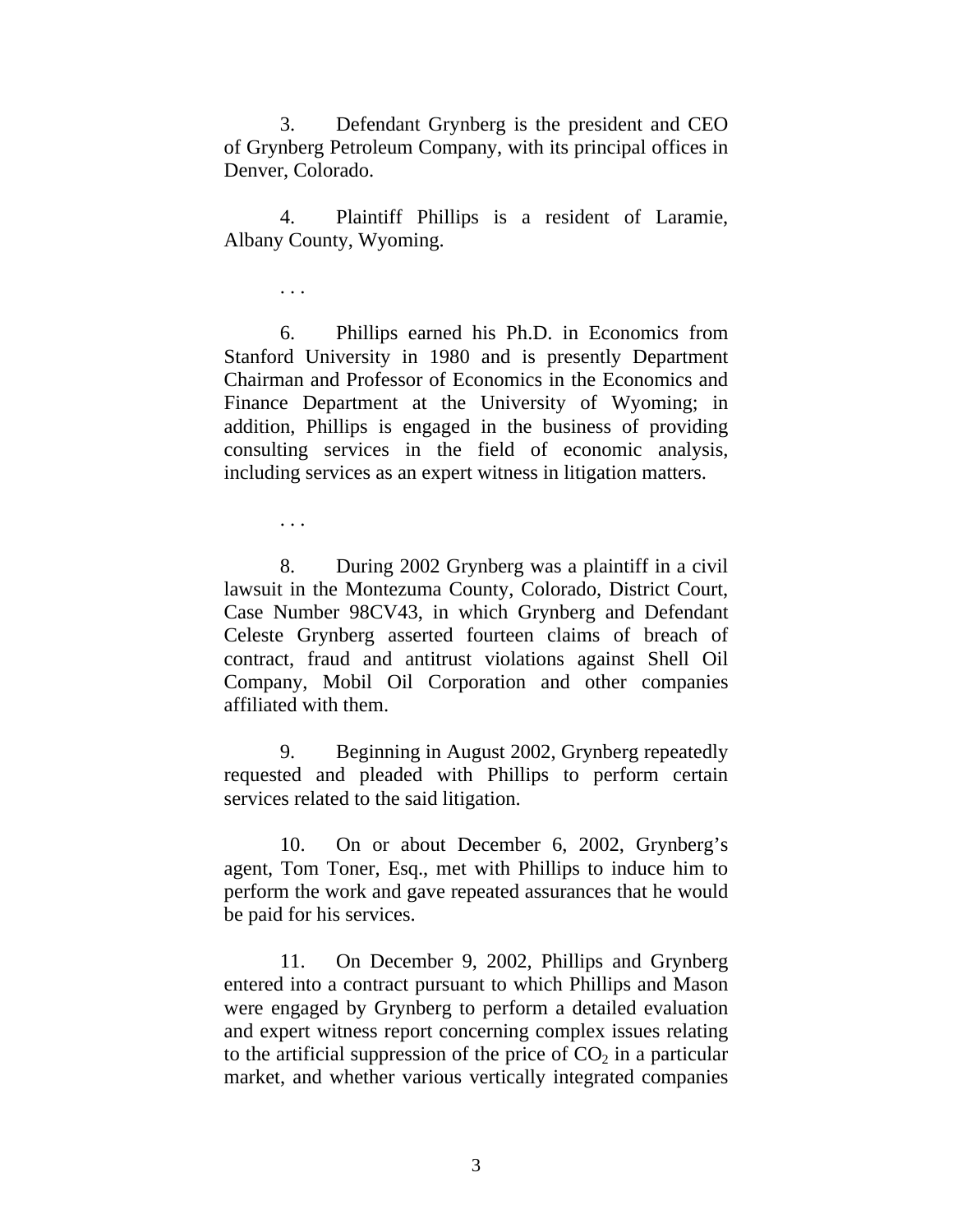3. Defendant Grynberg is the president and CEO of Grynberg Petroleum Company, with its principal offices in Denver, Colorado.

4. Plaintiff Phillips is a resident of Laramie, Albany County, Wyoming.

. . .

6. Phillips earned his Ph.D. in Economics from Stanford University in 1980 and is presently Department Chairman and Professor of Economics in the Economics and Finance Department at the University of Wyoming; in addition, Phillips is engaged in the business of providing consulting services in the field of economic analysis, including services as an expert witness in litigation matters.

. . .

8. During 2002 Grynberg was a plaintiff in a civil lawsuit in the Montezuma County, Colorado, District Court, Case Number 98CV43, in which Grynberg and Defendant Celeste Grynberg asserted fourteen claims of breach of contract, fraud and antitrust violations against Shell Oil Company, Mobil Oil Corporation and other companies affiliated with them.

9. Beginning in August 2002, Grynberg repeatedly requested and pleaded with Phillips to perform certain services related to the said litigation.

10. On or about December 6, 2002, Grynberg's agent, Tom Toner, Esq., met with Phillips to induce him to perform the work and gave repeated assurances that he would be paid for his services.

11. On December 9, 2002, Phillips and Grynberg entered into a contract pursuant to which Phillips and Mason were engaged by Grynberg to perform a detailed evaluation and expert witness report concerning complex issues relating to the artificial suppression of the price of $CO_2$ in a particular market, and whether various vertically integrated companies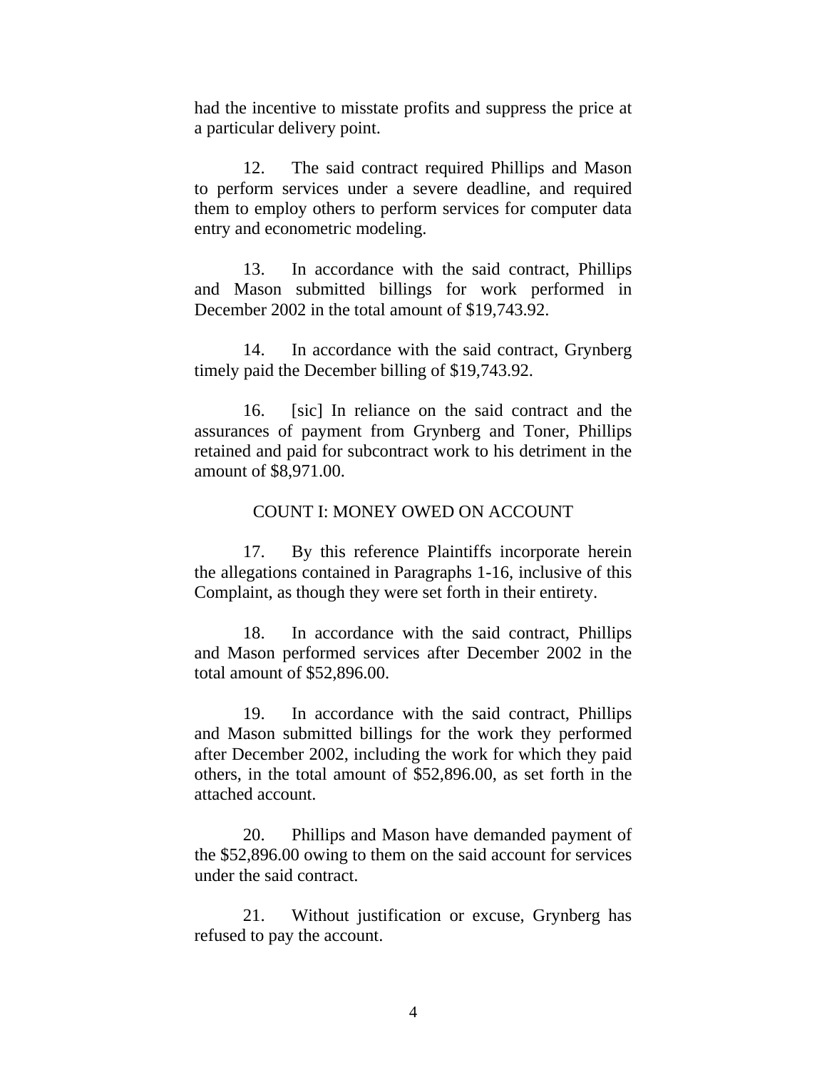had the incentive to misstate profits and suppress the price at a particular delivery point.

12. The said contract required Phillips and Mason to perform services under a severe deadline, and required them to employ others to perform services for computer data entry and econometric modeling.

13. In accordance with the said contract, Phillips and Mason submitted billings for work performed in December 2002 in the total amount of $19,743.92.

14. In accordance with the said contract, Grynberg timely paid the December billing of $19,743.92.

16. [sic] In reliance on the said contract and the assurances of payment from Grynberg and Toner, Phillips retained and paid for subcontract work to his detriment in the amount of $8,971.00.

COUNT I: MONEY OWED ON ACCOUNT

17. By this reference Plaintiffs incorporate herein the allegations contained in Paragraphs 1-16, inclusive of this Complaint, as though they were set forth in their entirety.

18. In accordance with the said contract, Phillips and Mason performed services after December 2002 in the total amount of $52,896.00.

19. In accordance with the said contract, Phillips and Mason submitted billings for the work they performed after December 2002, including the work for which they paid others, in the total amount of $52,896.00, as set forth in the attached account.

20. Phillips and Mason have demanded payment of the $52,896.00 owing to them on the said account for services under the said contract.

21. Without justification or excuse, Grynberg has refused to pay the account.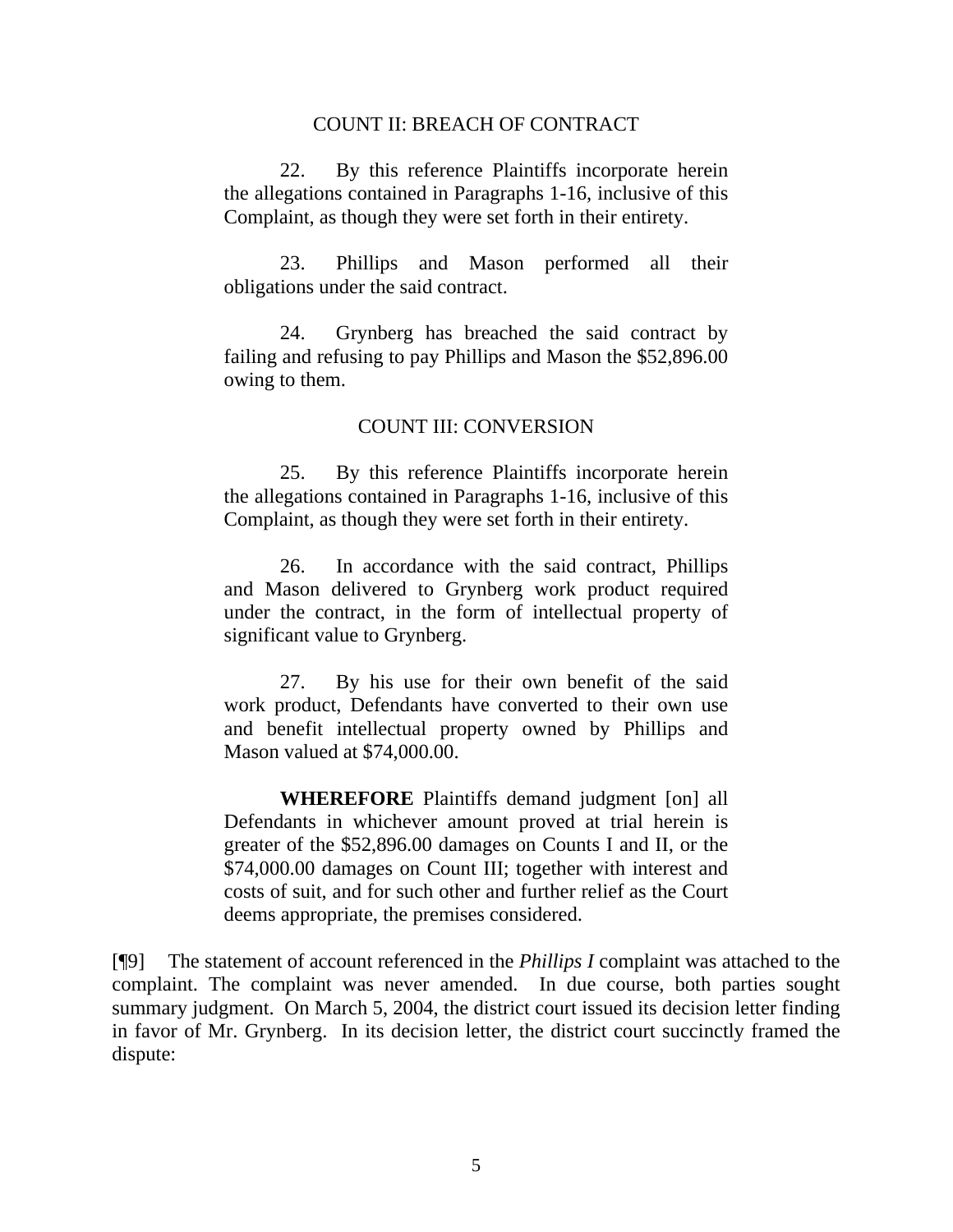COUNT II: BREACH OF CONTRACT

> 22. By this reference Plaintiffs incorporate herein the allegations contained in Paragraphs 1-16, inclusive of this Complaint, as though they were set forth in their entirety.
>
> 23. Phillips and Mason performed all their obligations under the said contract.
>
> 24. Grynberg has breached the said contract by failing and refusing to pay Phillips and Mason the $52,896.00 owing to them.

COUNT III: CONVERSION

> 25. By this reference Plaintiffs incorporate herein the allegations contained in Paragraphs 1-16, inclusive of this Complaint, as though they were set forth in their entirety.
>
> 26. In accordance with the said contract, Phillips and Mason delivered to Grynberg work product required under the contract, in the form of intellectual property of significant value to Grynberg.
>
> 27. By his use for their own benefit of the said work product, Defendants have converted to their own use and benefit intellectual property owned by Phillips and Mason valued at $74,000.00.
>
> **WHEREFORE** Plaintiffs demand judgment [on] all Defendants in whichever amount proved at trial herein is greater of the $52,896.00 damages on Counts I and II, or the $74,000.00 damages on Count III; together with interest and costs of suit, and for such other and further relief as the Court deems appropriate, the premises considered.

[¶9] The statement of account referenced in the *Phillips I* complaint was attached to the complaint. The complaint was never amended. In due course, both parties sought summary judgment. On March 5, 2004, the district court issued its decision letter finding in favor of Mr. Grynberg. In its decision letter, the district court succinctly framed the dispute: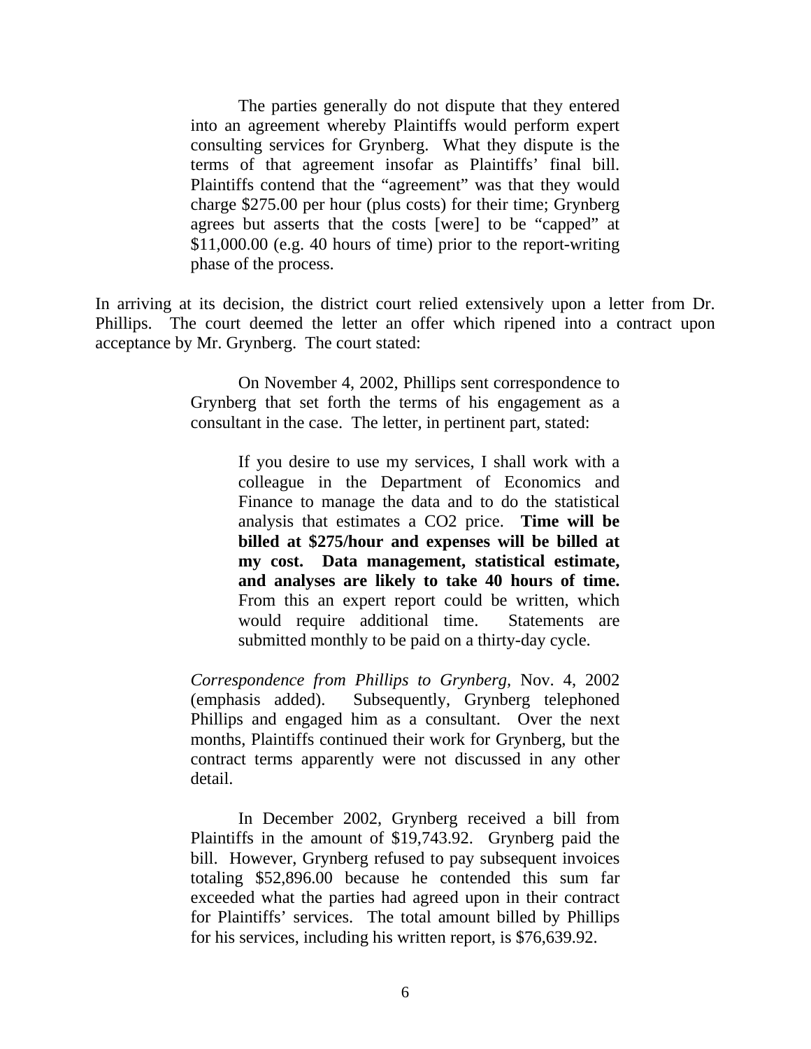> The parties generally do not dispute that they entered into an agreement whereby Plaintiffs would perform expert consulting services for Grynberg. What they dispute is the terms of that agreement insofar as Plaintiffs' final bill. Plaintiffs contend that the "agreement" was that they would charge $275.00 per hour (plus costs) for their time; Grynberg agrees but asserts that the costs [were] to be "capped" at $11,000.00 (e.g. 40 hours of time) prior to the report-writing phase of the process.

In arriving at its decision, the district court relied extensively upon a letter from Dr. Phillips. The court deemed the letter an offer which ripened into a contract upon acceptance by Mr. Grynberg. The court stated:

> On November 4, 2002, Phillips sent correspondence to Grynberg that set forth the terms of his engagement as a consultant in the case. The letter, in pertinent part, stated:
>
> > If you desire to use my services, I shall work with a colleague in the Department of Economics and Finance to manage the data and to do the statistical analysis that estimates a CO2 price. **Time will be billed at $275/hour and expenses will be billed at my cost. Data management, statistical estimate, and analyses are likely to take 40 hours of time.** From this an expert report could be written, which would require additional time. Statements are submitted monthly to be paid on a thirty-day cycle.
>
> *Correspondence from Phillips to Grynberg*, Nov. 4, 2002 (emphasis added). Subsequently, Grynberg telephoned Phillips and engaged him as a consultant. Over the next months, Plaintiffs continued their work for Grynberg, but the contract terms apparently were not discussed in any other detail.
>
> In December 2002, Grynberg received a bill from Plaintiffs in the amount of $19,743.92. Grynberg paid the bill. However, Grynberg refused to pay subsequent invoices totaling $52,896.00 because he contended this sum far exceeded what the parties had agreed upon in their contract for Plaintiffs' services. The total amount billed by Phillips for his services, including his written report, is $76,639.92.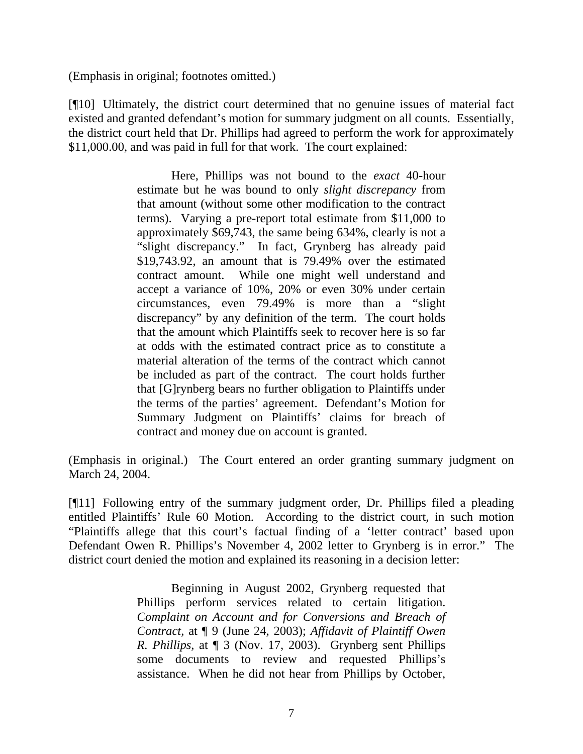(Emphasis in original; footnotes omitted.)

[¶10] Ultimately, the district court determined that no genuine issues of material fact existed and granted defendant's motion for summary judgment on all counts. Essentially, the district court held that Dr. Phillips had agreed to perform the work for approximately $11,000.00, and was paid in full for that work. The court explained:

> Here, Phillips was not bound to the *exact* 40-hour estimate but he was bound to only *slight discrepancy* from that amount (without some other modification to the contract terms). Varying a pre-report total estimate from $11,000 to approximately $69,743, the same being 634%, clearly is not a "slight discrepancy." In fact, Grynberg has already paid $19,743.92, an amount that is 79.49% over the estimated contract amount. While one might well understand and accept a variance of 10%, 20% or even 30% under certain circumstances, even 79.49% is more than a "slight discrepancy" by any definition of the term. The court holds that the amount which Plaintiffs seek to recover here is so far at odds with the estimated contract price as to constitute a material alteration of the terms of the contract which cannot be included as part of the contract. The court holds further that [G]rynberg bears no further obligation to Plaintiffs under the terms of the parties' agreement. Defendant's Motion for Summary Judgment on Plaintiffs' claims for breach of contract and money due on account is granted.

(Emphasis in original.) The Court entered an order granting summary judgment on March 24, 2004.

[¶11] Following entry of the summary judgment order, Dr. Phillips filed a pleading entitled Plaintiffs' Rule 60 Motion. According to the district court, in such motion "Plaintiffs allege that this court's factual finding of a 'letter contract' based upon Defendant Owen R. Phillips's November 4, 2002 letter to Grynberg is in error." The district court denied the motion and explained its reasoning in a decision letter:

> Beginning in August 2002, Grynberg requested that Phillips perform services related to certain litigation. *Complaint on Account and for Conversions and Breach of Contract*, at ¶ 9 (June 24, 2003); *Affidavit of Plaintiff Owen R. Phillips*, at ¶ 3 (Nov. 17, 2003). Grynberg sent Phillips some documents to review and requested Phillips's assistance. When he did not hear from Phillips by October,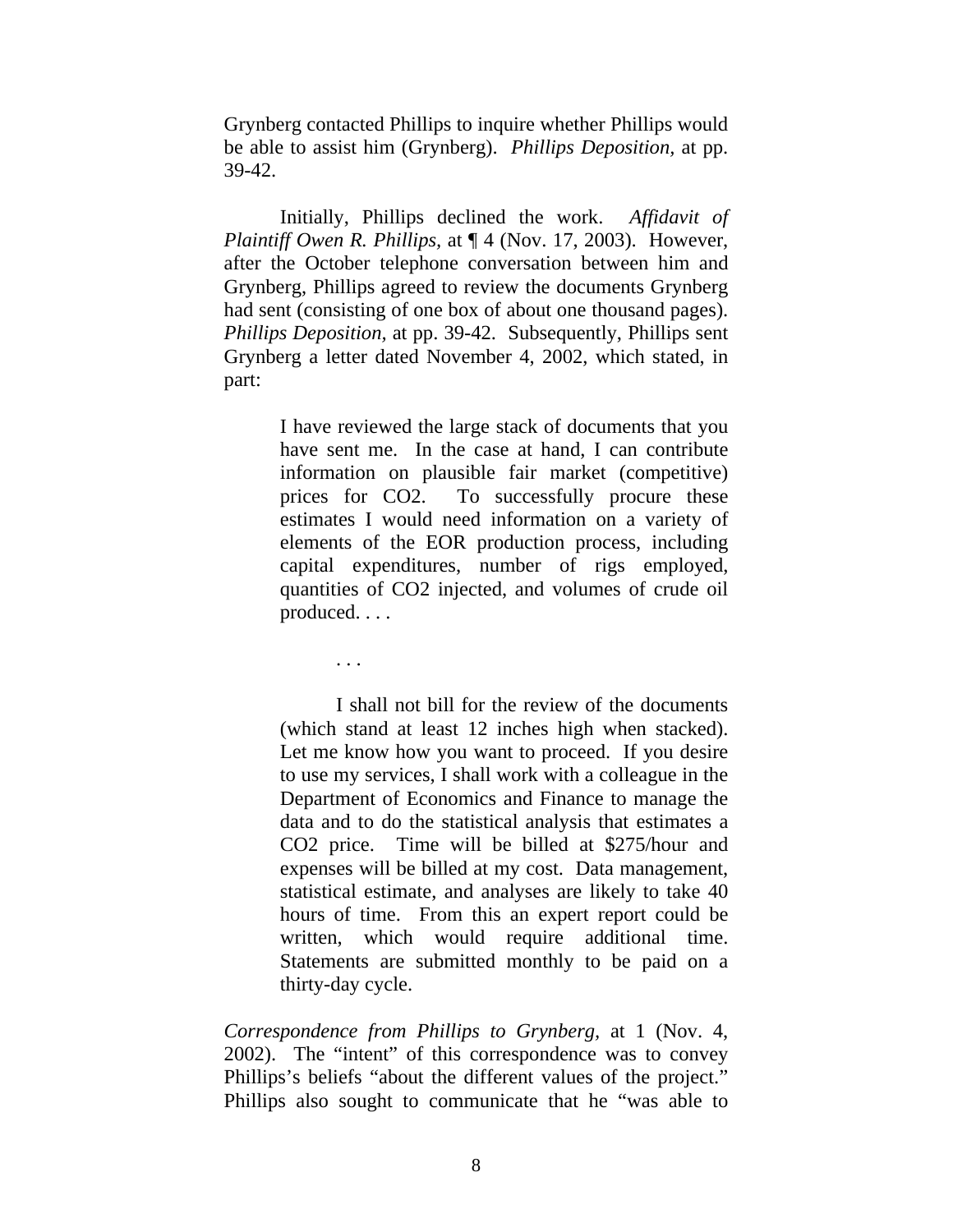Grynberg contacted Phillips to inquire whether Phillips would be able to assist him (Grynberg). *Phillips Deposition,* at pp. 39-42.

Initially, Phillips declined the work. *Affidavit of Plaintiff Owen R. Phillips,* at ¶ 4 (Nov. 17, 2003). However, after the October telephone conversation between him and Grynberg, Phillips agreed to review the documents Grynberg had sent (consisting of one box of about one thousand pages). *Phillips Deposition,* at pp. 39-42. Subsequently, Phillips sent Grynberg a letter dated November 4, 2002, which stated, in part:

> I have reviewed the large stack of documents that you have sent me. In the case at hand, I can contribute information on plausible fair market (competitive) prices for $CO_2$. To successfully procure these estimates I would need information on a variety of elements of the EOR production process, including capital expenditures, number of rigs employed, quantities of $CO_2$ injected, and volumes of crude oil produced. . . .
>
> . . .
>
> I shall not bill for the review of the documents (which stand at least 12 inches high when stacked). Let me know how you want to proceed. If you desire to use my services, I shall work with a colleague in the Department of Economics and Finance to manage the data and to do the statistical analysis that estimates a $CO_2$ price. Time will be billed at $275/hour and expenses will be billed at my cost. Data management, statistical estimate, and analyses are likely to take 40 hours of time. From this an expert report could be written, which would require additional time. Statements are submitted monthly to be paid on a thirty-day cycle.

*Correspondence from Phillips to Grynberg,* at 1 (Nov. 4, 2002). The "intent" of this correspondence was to convey Phillips's beliefs "about the different values of the project." Phillips also sought to communicate that he "was able to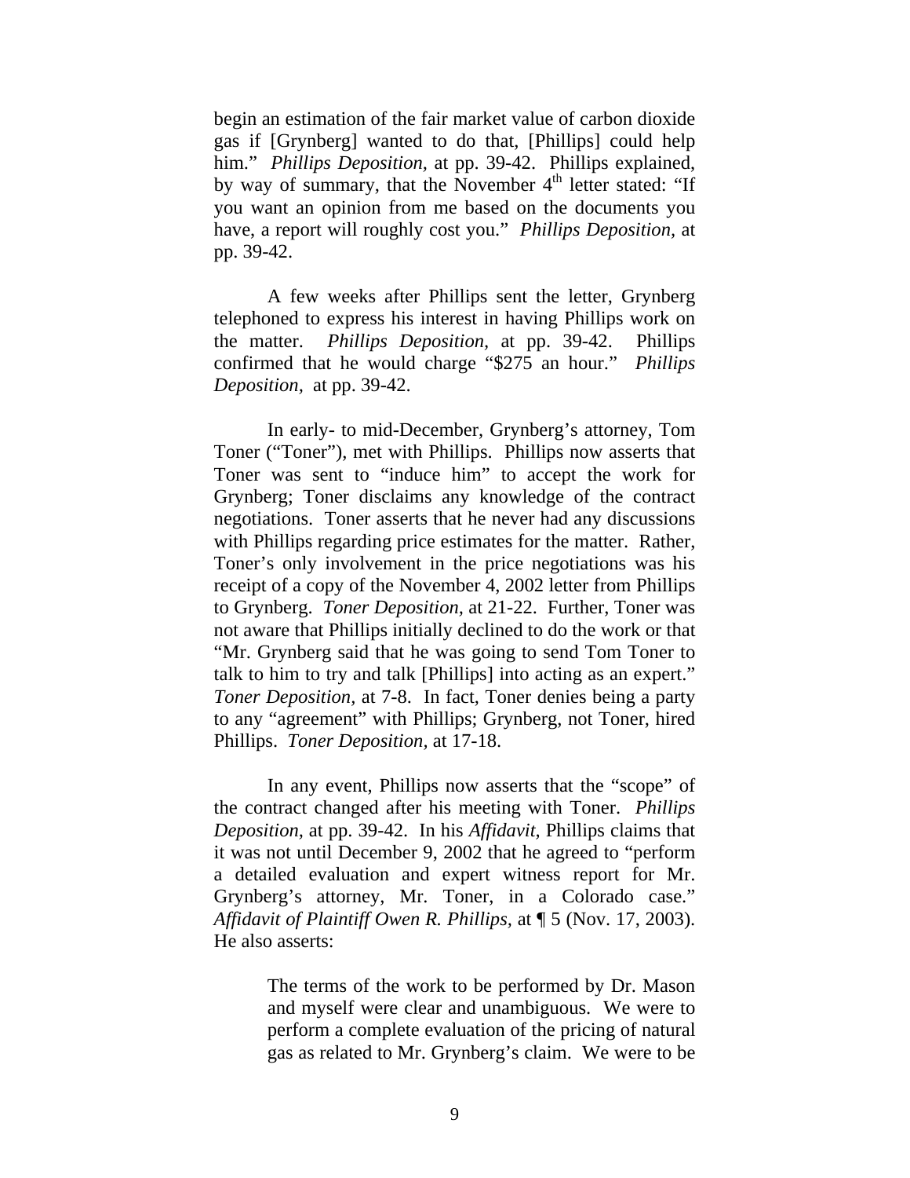begin an estimation of the fair market value of carbon dioxide gas if [Grynberg] wanted to do that, [Phillips] could help him." *Phillips Deposition,* at pp. 39-42. Phillips explained, by way of summary, that the November 4th letter stated: "If you want an opinion from me based on the documents you have, a report will roughly cost you." *Phillips Deposition,* at pp. 39-42.

A few weeks after Phillips sent the letter, Grynberg telephoned to express his interest in having Phillips work on the matter. *Phillips Deposition,* at pp. 39-42. Phillips confirmed that he would charge "$275 an hour." *Phillips Deposition,* at pp. 39-42.

In early- to mid-December, Grynberg's attorney, Tom Toner ("Toner"), met with Phillips. Phillips now asserts that Toner was sent to "induce him" to accept the work for Grynberg; Toner disclaims any knowledge of the contract negotiations. Toner asserts that he never had any discussions with Phillips regarding price estimates for the matter. Rather, Toner's only involvement in the price negotiations was his receipt of a copy of the November 4, 2002 letter from Phillips to Grynberg. *Toner Deposition,* at 21-22. Further, Toner was not aware that Phillips initially declined to do the work or that "Mr. Grynberg said that he was going to send Tom Toner to talk to him to try and talk [Phillips] into acting as an expert." *Toner Deposition,* at 7-8. In fact, Toner denies being a party to any "agreement" with Phillips; Grynberg, not Toner, hired Phillips. *Toner Deposition,* at 17-18.

In any event, Phillips now asserts that the "scope" of the contract changed after his meeting with Toner. *Phillips Deposition,* at pp. 39-42. In his *Affidavit,* Phillips claims that it was not until December 9, 2002 that he agreed to "perform a detailed evaluation and expert witness report for Mr. Grynberg's attorney, Mr. Toner, in a Colorado case." *Affidavit of Plaintiff Owen R. Phillips,* at ¶ 5 (Nov. 17, 2003). He also asserts:

> The terms of the work to be performed by Dr. Mason and myself were clear and unambiguous. We were to perform a complete evaluation of the pricing of natural gas as related to Mr. Grynberg's claim. We were to be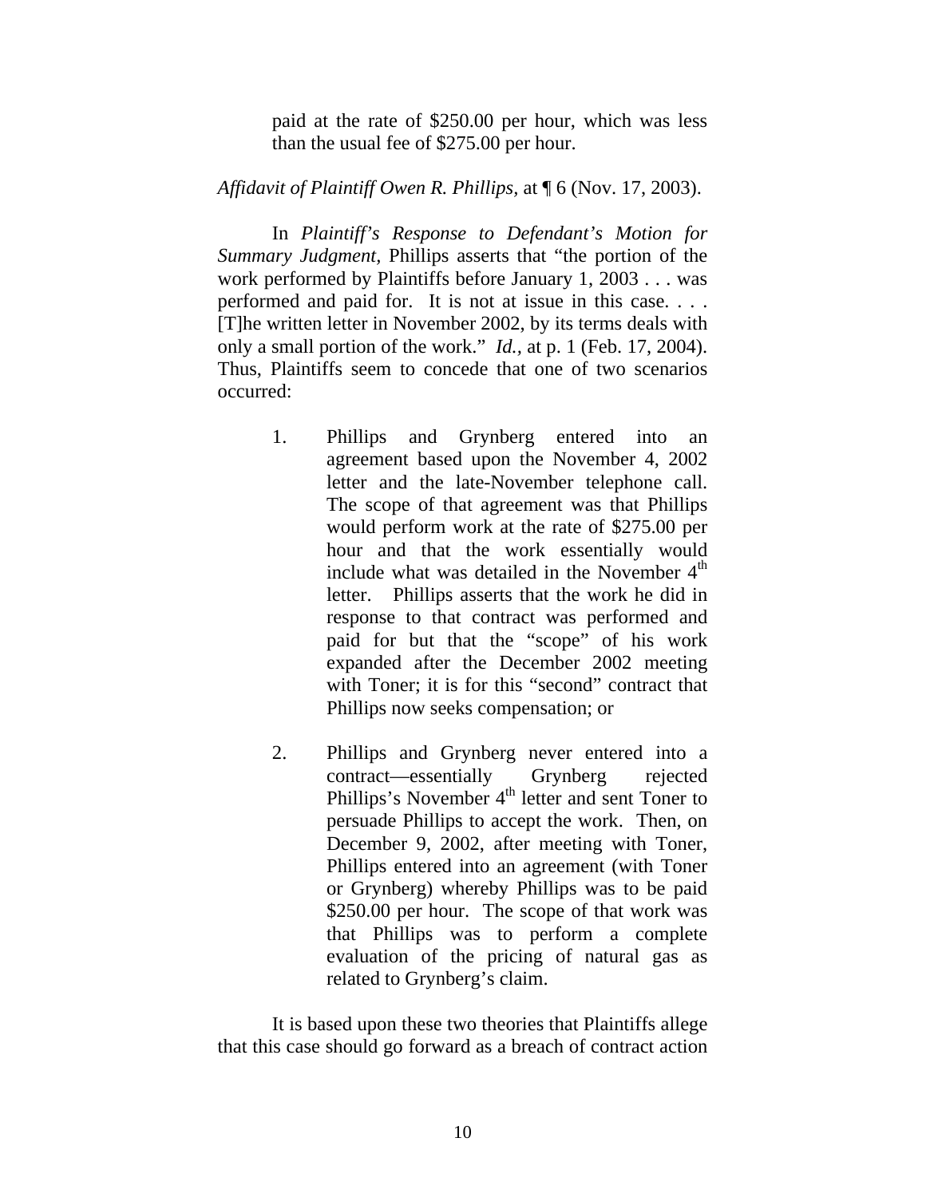> paid at the rate of $250.00 per hour, which was less than the usual fee of $275.00 per hour.

*Affidavit of Plaintiff Owen R. Phillips*, at ¶ 6 (Nov. 17, 2003).

In *Plaintiff's Response to Defendant's Motion for Summary Judgment*, Phillips asserts that "the portion of the work performed by Plaintiffs before January 1, 2003 . . . was performed and paid for. It is not at issue in this case. . . . [T]he written letter in November 2002, by its terms deals with only a small portion of the work." *Id.*, at p. 1 (Feb. 17, 2004). Thus, Plaintiffs seem to concede that one of two scenarios occurred:

1. Phillips and Grynberg entered into an agreement based upon the November 4, 2002 letter and the late-November telephone call. The scope of that agreement was that Phillips would perform work at the rate of $275.00 per hour and that the work essentially would include what was detailed in the November 4th letter. Phillips asserts that the work he did in response to that contract was performed and paid for but that the "scope" of his work expanded after the December 2002 meeting with Toner; it is for this "second" contract that Phillips now seeks compensation; or

2. Phillips and Grynberg never entered into a contract—essentially Grynberg rejected Phillips's November 4th letter and sent Toner to persuade Phillips to accept the work. Then, on December 9, 2002, after meeting with Toner, Phillips entered into an agreement (with Toner or Grynberg) whereby Phillips was to be paid $250.00 per hour. The scope of that work was that Phillips was to perform a complete evaluation of the pricing of natural gas as related to Grynberg's claim.

It is based upon these two theories that Plaintiffs allege that this case should go forward as a breach of contract action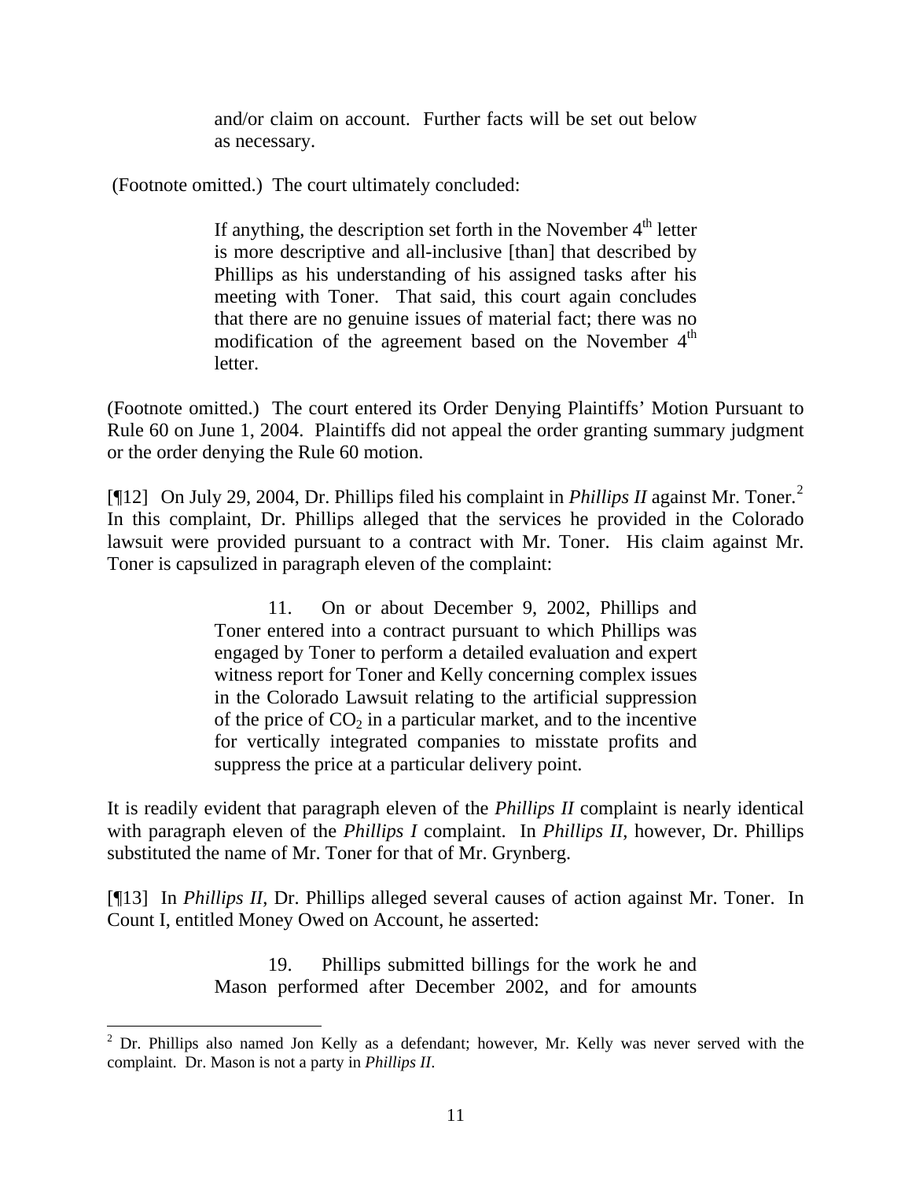> and/or claim on account. Further facts will be set out below as necessary.

(Footnote omitted.) The court ultimately concluded:

> If anything, the description set forth in the November 4th letter is more descriptive and all-inclusive [than] that described by Phillips as his understanding of his assigned tasks after his meeting with Toner. That said, this court again concludes that there are no genuine issues of material fact; there was no modification of the agreement based on the November 4th letter.

(Footnote omitted.) The court entered its Order Denying Plaintiffs' Motion Pursuant to Rule 60 on June 1, 2004. Plaintiffs did not appeal the order granting summary judgment or the order denying the Rule 60 motion.

[¶12] On July 29, 2004, Dr. Phillips filed his complaint in *Phillips II* against Mr. Toner.[2] In this complaint, Dr. Phillips alleged that the services he provided in the Colorado lawsuit were provided pursuant to a contract with Mr. Toner. His claim against Mr. Toner is capsulized in paragraph eleven of the complaint:

> 11. On or about December 9, 2002, Phillips and Toner entered into a contract pursuant to which Phillips was engaged by Toner to perform a detailed evaluation and expert witness report for Toner and Kelly concerning complex issues in the Colorado Lawsuit relating to the artificial suppression of the price of $CO_2$ in a particular market, and to the incentive for vertically integrated companies to misstate profits and suppress the price at a particular delivery point.

It is readily evident that paragraph eleven of the *Phillips II* complaint is nearly identical with paragraph eleven of the *Phillips I* complaint. In *Phillips II*, however, Dr. Phillips substituted the name of Mr. Toner for that of Mr. Grynberg.

[¶13] In *Phillips II*, Dr. Phillips alleged several causes of action against Mr. Toner. In Count I, entitled Money Owed on Account, he asserted:

> 19. Phillips submitted billings for the work he and Mason performed after December 2002, and for amounts

[2] Dr. Phillips also named Jon Kelly as a defendant; however, Mr. Kelly was never served with the complaint. Dr. Mason is not a party in *Phillips II*.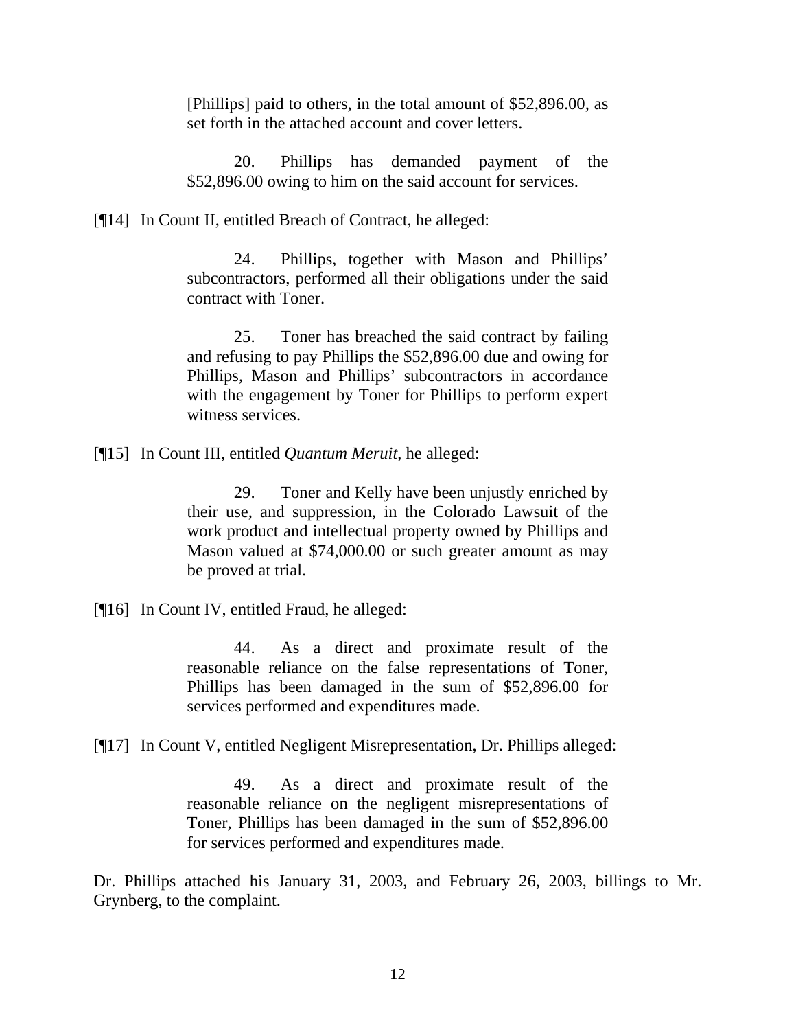> [Phillips] paid to others, in the total amount of $52,896.00, as set forth in the attached account and cover letters.
>
> 20. Phillips has demanded payment of the $52,896.00 owing to him on the said account for services.

[¶14] In Count II, entitled Breach of Contract, he alleged:

> 24. Phillips, together with Mason and Phillips' subcontractors, performed all their obligations under the said contract with Toner.
>
> 25. Toner has breached the said contract by failing and refusing to pay Phillips the $52,896.00 due and owing for Phillips, Mason and Phillips' subcontractors in accordance with the engagement by Toner for Phillips to perform expert witness services.

[¶15] In Count III, entitled *Quantum Meruit*, he alleged:

> 29. Toner and Kelly have been unjustly enriched by their use, and suppression, in the Colorado Lawsuit of the work product and intellectual property owned by Phillips and Mason valued at $74,000.00 or such greater amount as may be proved at trial.

[¶16] In Count IV, entitled Fraud, he alleged:

> 44. As a direct and proximate result of the reasonable reliance on the false representations of Toner, Phillips has been damaged in the sum of $52,896.00 for services performed and expenditures made.

[¶17] In Count V, entitled Negligent Misrepresentation, Dr. Phillips alleged:

> 49. As a direct and proximate result of the reasonable reliance on the negligent misrepresentations of Toner, Phillips has been damaged in the sum of $52,896.00 for services performed and expenditures made.

Dr. Phillips attached his January 31, 2003, and February 26, 2003, billings to Mr. Grynberg, to the complaint.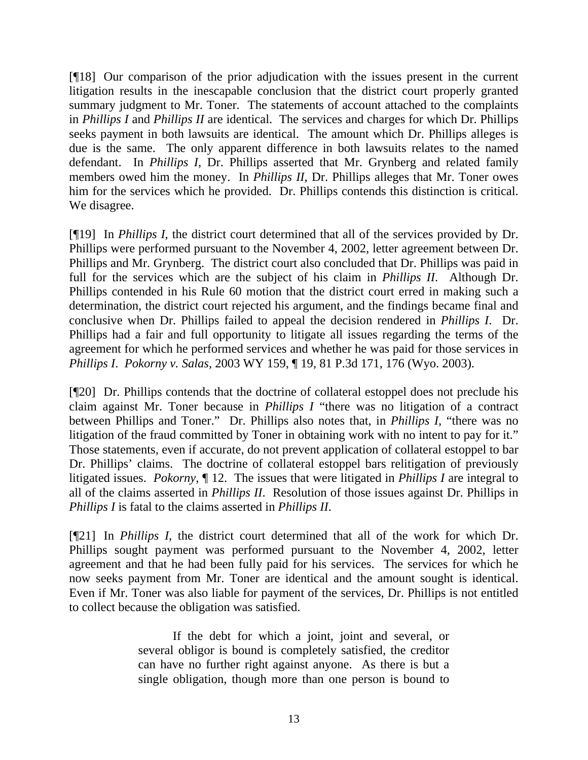[¶18] Our comparison of the prior adjudication with the issues present in the current litigation results in the inescapable conclusion that the district court properly granted summary judgment to Mr. Toner. The statements of account attached to the complaints in *Phillips I* and *Phillips II* are identical. The services and charges for which Dr. Phillips seeks payment in both lawsuits are identical. The amount which Dr. Phillips alleges is due is the same. The only apparent difference in both lawsuits relates to the named defendant. In *Phillips I*, Dr. Phillips asserted that Mr. Grynberg and related family members owed him the money. In *Phillips II*, Dr. Phillips alleges that Mr. Toner owes him for the services which he provided. Dr. Phillips contends this distinction is critical. We disagree.

[¶19] In *Phillips I*, the district court determined that all of the services provided by Dr. Phillips were performed pursuant to the November 4, 2002, letter agreement between Dr. Phillips and Mr. Grynberg. The district court also concluded that Dr. Phillips was paid in full for the services which are the subject of his claim in *Phillips II*. Although Dr. Phillips contended in his Rule 60 motion that the district court erred in making such a determination, the district court rejected his argument, and the findings became final and conclusive when Dr. Phillips failed to appeal the decision rendered in *Phillips I*. Dr. Phillips had a fair and full opportunity to litigate all issues regarding the terms of the agreement for which he performed services and whether he was paid for those services in *Phillips I*. *Pokorny v. Salas*, 2003 WY 159, ¶ 19, 81 P.3d 171, 176 (Wyo. 2003).

[¶20] Dr. Phillips contends that the doctrine of collateral estoppel does not preclude his claim against Mr. Toner because in *Phillips I* "there was no litigation of a contract between Phillips and Toner." Dr. Phillips also notes that, in *Phillips I*, "there was no litigation of the fraud committed by Toner in obtaining work with no intent to pay for it." Those statements, even if accurate, do not prevent application of collateral estoppel to bar Dr. Phillips' claims. The doctrine of collateral estoppel bars relitigation of previously litigated issues. *Pokorny*, ¶ 12. The issues that were litigated in *Phillips I* are integral to all of the claims asserted in *Phillips II*. Resolution of those issues against Dr. Phillips in *Phillips I* is fatal to the claims asserted in *Phillips II*.

[¶21] In *Phillips I*, the district court determined that all of the work for which Dr. Phillips sought payment was performed pursuant to the November 4, 2002, letter agreement and that he had been fully paid for his services. The services for which he now seeks payment from Mr. Toner are identical and the amount sought is identical. Even if Mr. Toner was also liable for payment of the services, Dr. Phillips is not entitled to collect because the obligation was satisfied.

> If the debt for which a joint, joint and several, or several obligor is bound is completely satisfied, the creditor can have no further right against anyone. As there is but a single obligation, though more than one person is bound to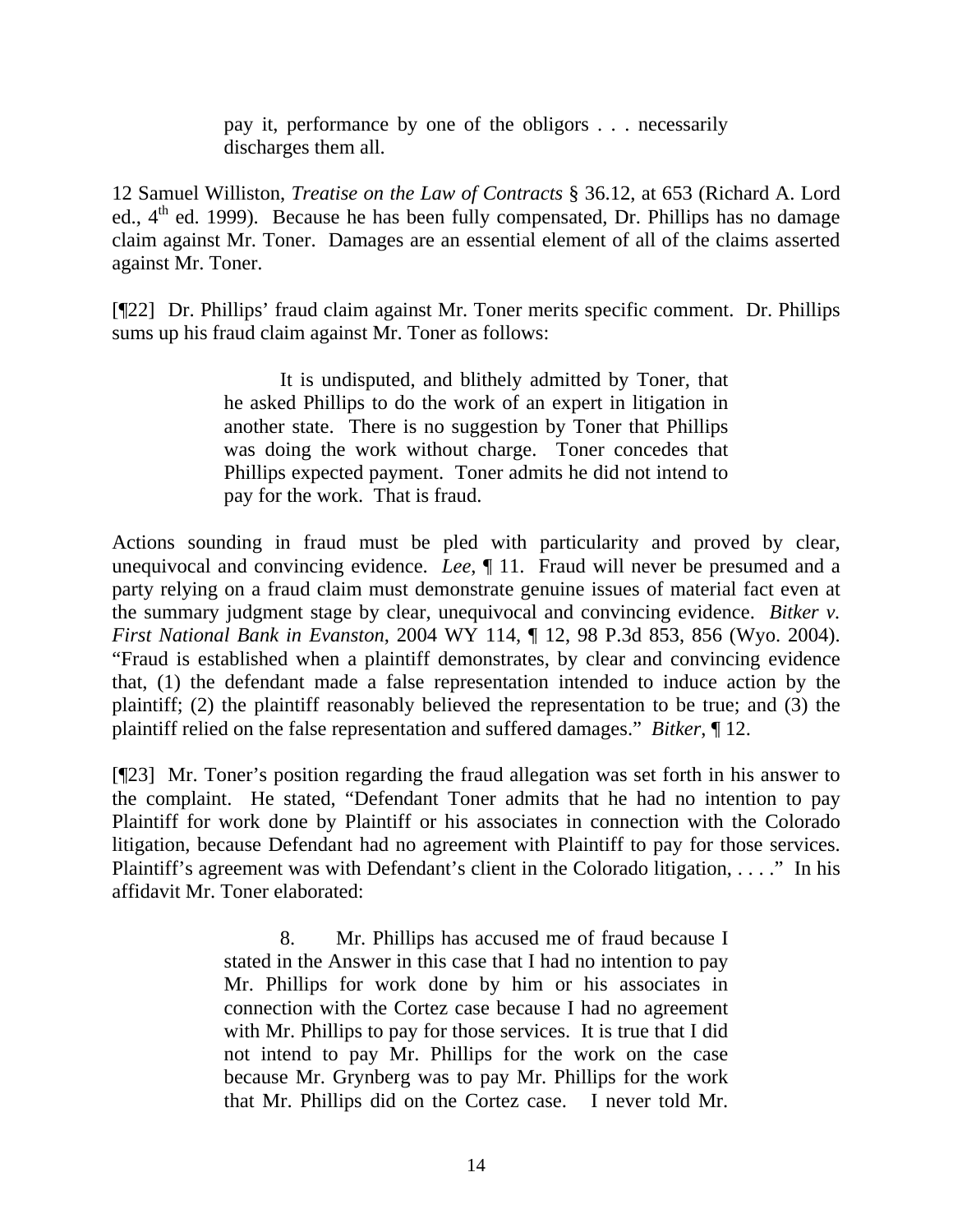> pay it, performance by one of the obligors . . . necessarily discharges them all.

12 Samuel Williston, *Treatise on the Law of Contracts* § 36.12, at 653 (Richard A. Lord ed., 4th ed. 1999). Because he has been fully compensated, Dr. Phillips has no damage claim against Mr. Toner. Damages are an essential element of all of the claims asserted against Mr. Toner.

[¶22] Dr. Phillips' fraud claim against Mr. Toner merits specific comment. Dr. Phillips sums up his fraud claim against Mr. Toner as follows:

> It is undisputed, and blithely admitted by Toner, that he asked Phillips to do the work of an expert in litigation in another state. There is no suggestion by Toner that Phillips was doing the work without charge. Toner concedes that Phillips expected payment. Toner admits he did not intend to pay for the work. That is fraud.

Actions sounding in fraud must be pled with particularity and proved by clear, unequivocal and convincing evidence. *Lee*, ¶ 11. Fraud will never be presumed and a party relying on a fraud claim must demonstrate genuine issues of material fact even at the summary judgment stage by clear, unequivocal and convincing evidence. *Bitker v. First National Bank in Evanston*, 2004 WY 114, ¶ 12, 98 P.3d 853, 856 (Wyo. 2004). "Fraud is established when a plaintiff demonstrates, by clear and convincing evidence that, (1) the defendant made a false representation intended to induce action by the plaintiff; (2) the plaintiff reasonably believed the representation to be true; and (3) the plaintiff relied on the false representation and suffered damages." *Bitker*, ¶ 12.

[¶23] Mr. Toner's position regarding the fraud allegation was set forth in his answer to the complaint. He stated, "Defendant Toner admits that he had no intention to pay Plaintiff for work done by Plaintiff or his associates in connection with the Colorado litigation, because Defendant had no agreement with Plaintiff to pay for those services. Plaintiff's agreement was with Defendant's client in the Colorado litigation, . . . ." In his affidavit Mr. Toner elaborated:

> 8. Mr. Phillips has accused me of fraud because I stated in the Answer in this case that I had no intention to pay Mr. Phillips for work done by him or his associates in connection with the Cortez case because I had no agreement with Mr. Phillips to pay for those services. It is true that I did not intend to pay Mr. Phillips for the work on the case because Mr. Grynberg was to pay Mr. Phillips for the work that Mr. Phillips did on the Cortez case. I never told Mr.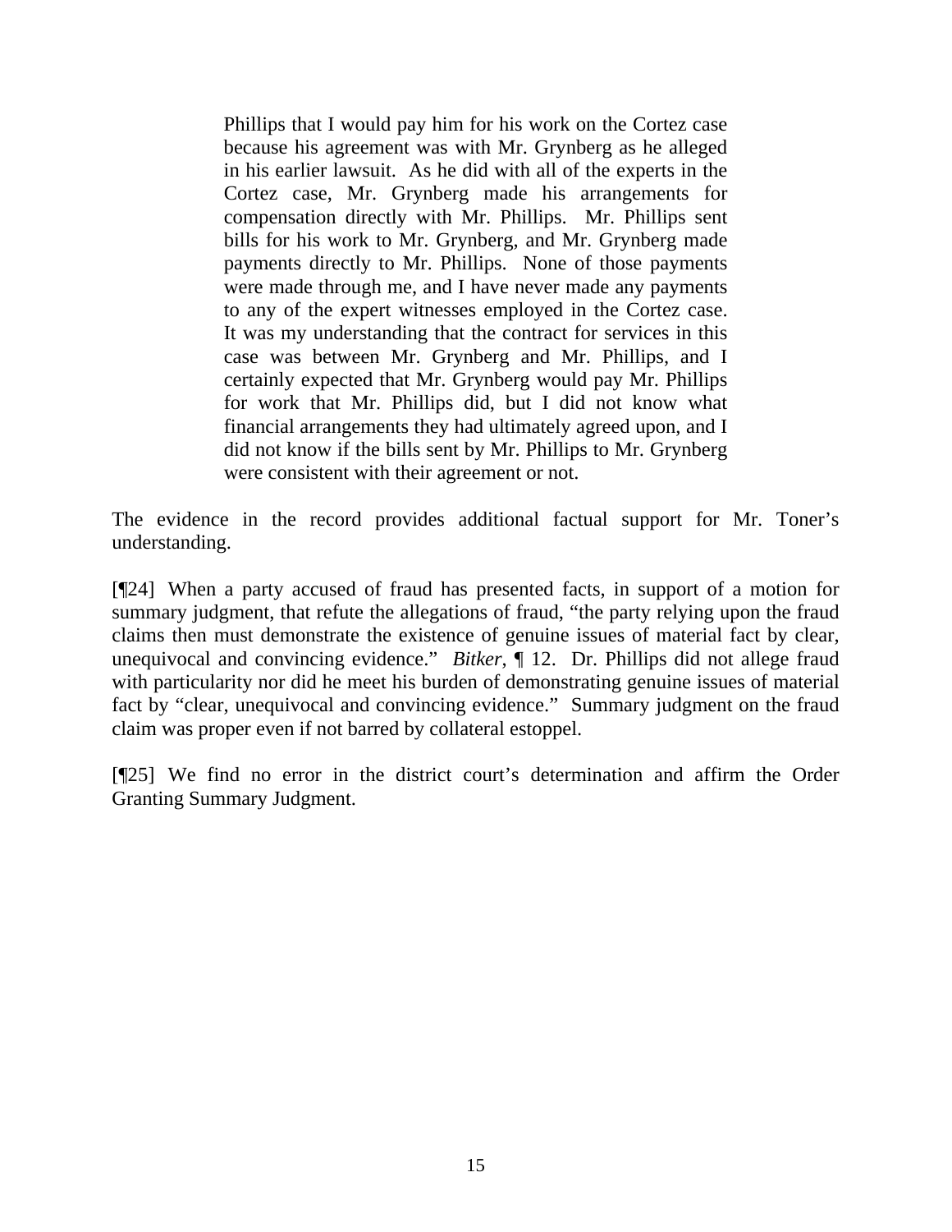> Phillips that I would pay him for his work on the Cortez case because his agreement was with Mr. Grynberg as he alleged in his earlier lawsuit. As he did with all of the experts in the Cortez case, Mr. Grynberg made his arrangements for compensation directly with Mr. Phillips. Mr. Phillips sent bills for his work to Mr. Grynberg, and Mr. Grynberg made payments directly to Mr. Phillips. None of those payments were made through me, and I have never made any payments to any of the expert witnesses employed in the Cortez case. It was my understanding that the contract for services in this case was between Mr. Grynberg and Mr. Phillips, and I certainly expected that Mr. Grynberg would pay Mr. Phillips for work that Mr. Phillips did, but I did not know what financial arrangements they had ultimately agreed upon, and I did not know if the bills sent by Mr. Phillips to Mr. Grynberg were consistent with their agreement or not.

The evidence in the record provides additional factual support for Mr. Toner's understanding.

[¶24] When a party accused of fraud has presented facts, in support of a motion for summary judgment, that refute the allegations of fraud, "the party relying upon the fraud claims then must demonstrate the existence of genuine issues of material fact by clear, unequivocal and convincing evidence." *Bitker*, ¶ 12. Dr. Phillips did not allege fraud with particularity nor did he meet his burden of demonstrating genuine issues of material fact by "clear, unequivocal and convincing evidence." Summary judgment on the fraud claim was proper even if not barred by collateral estoppel.

[¶25] We find no error in the district court's determination and affirm the Order Granting Summary Judgment.